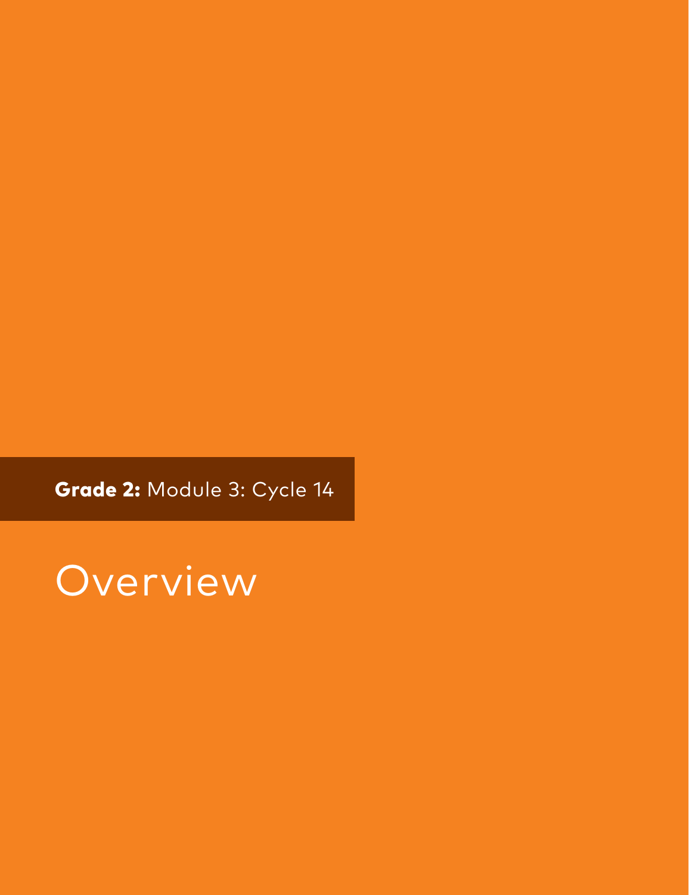**Grade 2:** Module 3: Cycle 14

# Overview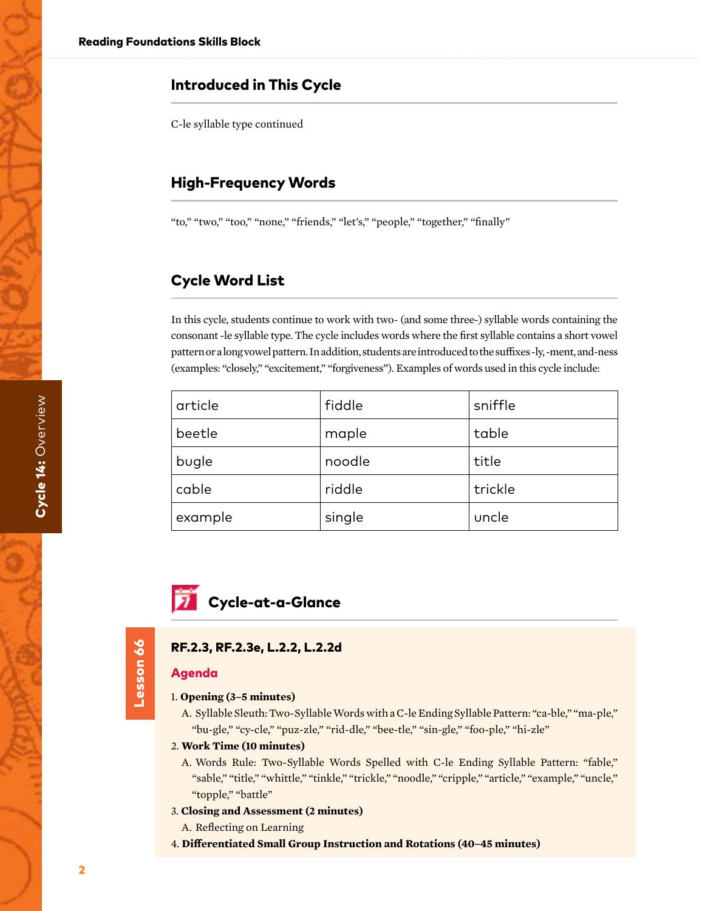## Introduced in This Cycle

C-le syllable type continued

## High-Frequency Words

"to," "two," "too," "none," "friends," "let's," "people," "together," "finally"

## Cycle Word List

In this cycle, students continue to work with two- (and some three-) syllable words containing the consonant -le syllable type. The cycle includes words where the first syllable contains a short vowel pattern or a long vowel pattern. In addition, students are introduced to the suffixes -ly, -ment, and -ness (examples: "closely," "excitement," "forgiveness"). Examples of words used in this cycle include:

| article | fiddle | sniffle |
|---|---|---|
| beetle | maple | table |
| bugle | noodle | title |
| cable | riddle | trickle |
| example | single | uncle |

## Cycle-at-a-Glance

### Lesson 66

**RF.2.3, RF.2.3e, L.2.2, L.2.2d**

**Agenda**

1. **Opening (3–5 minutes)**
   A. Syllable Sleuth: Two-Syllable Words with a C-le Ending Syllable Pattern: "ca-ble," "ma-ple," "bu-gle," "cy-cle," "puz-zle," "rid-dle," "bee-tle," "sin-gle," "foo-ple," "hi-zle"
2. **Work Time (10 minutes)**
   A. Words Rule: Two-Syllable Words Spelled with C-le Ending Syllable Pattern: "fable," "sable," "title," "whittle," "tinkle," "trickle," "noodle," "cripple," "article," "example," "uncle," "topple," "battle"
3. **Closing and Assessment (2 minutes)**
   A. Reflecting on Learning
4. **Differentiated Small Group Instruction and Rotations (40–45 minutes)**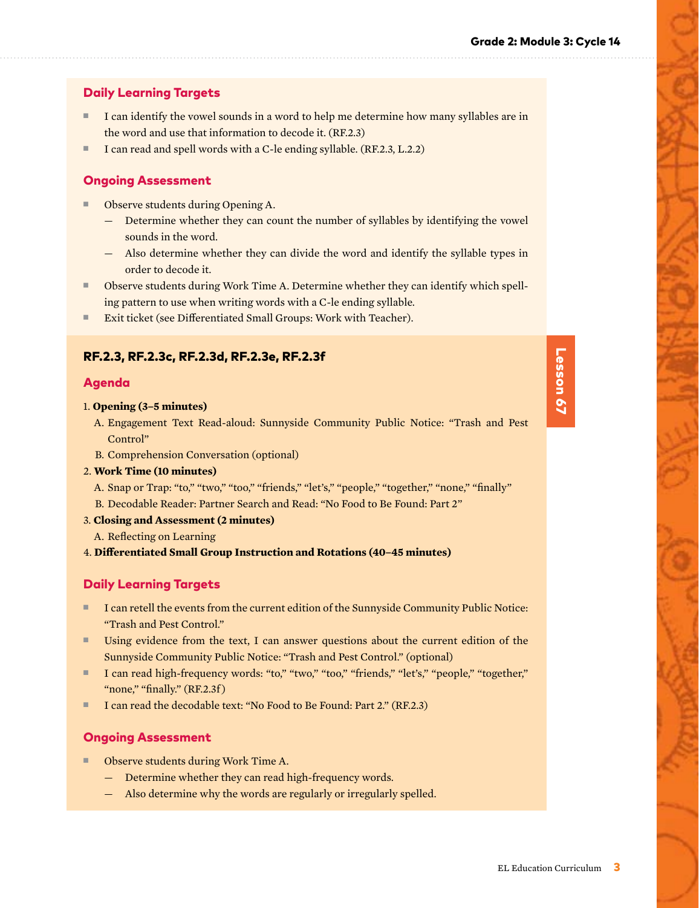### Daily Learning Targets

- I can identify the vowel sounds in a word to help me determine how many syllables are in the word and use that information to decode it. (RF.2.3)
- I can read and spell words with a C-le ending syllable. (RF.2.3, L.2.2)

### Ongoing Assessment

- Observe students during Opening A.
  - Determine whether they can count the number of syllables by identifying the vowel sounds in the word.
  - Also determine whether they can divide the word and identify the syllable types in order to decode it.
- Observe students during Work Time A. Determine whether they can identify which spelling pattern to use when writing words with a C-le ending syllable.
- Exit ticket (see Differentiated Small Groups: Work with Teacher).

## Lesson 67

**RF.2.3, RF.2.3c, RF.2.3d, RF.2.3e, RF.2.3f**

### Agenda

1. **Opening (3–5 minutes)**
   - A. Engagement Text Read-aloud: Sunnyside Community Public Notice: "Trash and Pest Control"
   - B. Comprehension Conversation (optional)
2. **Work Time (10 minutes)**
   - A. Snap or Trap: "to," "two," "too," "friends," "let's," "people," "together," "none," "finally"
   - B. Decodable Reader: Partner Search and Read: "No Food to Be Found: Part 2"
3. **Closing and Assessment (2 minutes)**
   - A. Reflecting on Learning
4. **Differentiated Small Group Instruction and Rotations (40–45 minutes)**

### Daily Learning Targets

- I can retell the events from the current edition of the Sunnyside Community Public Notice: "Trash and Pest Control."
- Using evidence from the text, I can answer questions about the current edition of the Sunnyside Community Public Notice: "Trash and Pest Control." (optional)
- I can read high-frequency words: "to," "two," "too," "friends," "let's," "people," "together," "none," "finally." (RF.2.3f)
- I can read the decodable text: "No Food to Be Found: Part 2." (RF.2.3)

### Ongoing Assessment

- Observe students during Work Time A.
  - Determine whether they can read high-frequency words.
  - Also determine why the words are regularly or irregularly spelled.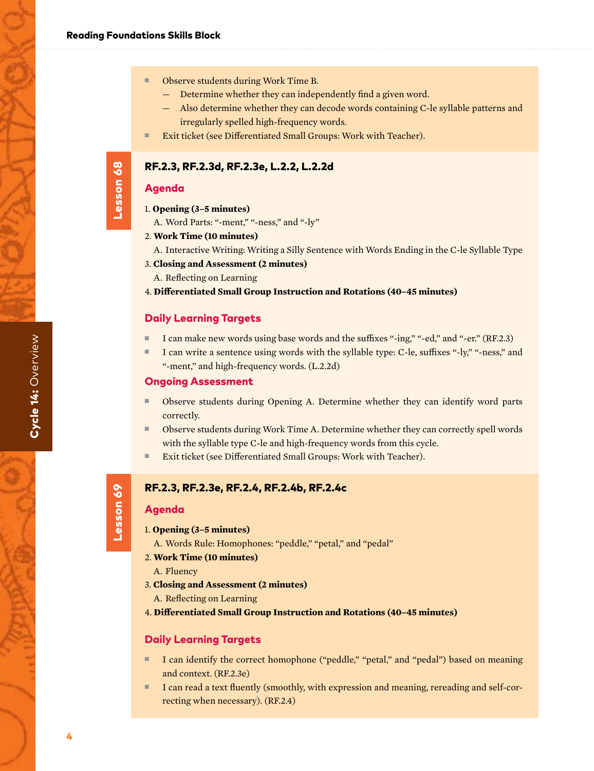- Observe students during Work Time B.
  - Determine whether they can independently find a given word.
  - Also determine whether they can decode words containing C-le syllable patterns and irregularly spelled high-frequency words.
- Exit ticket (see Differentiated Small Groups: Work with Teacher).

## Lesson 68

### RF.2.3, RF.2.3d, RF.2.3e, L.2.2, L.2.2d

#### Agenda

1. **Opening (3–5 minutes)**
   A. Word Parts: "-ment," "-ness," and "-ly"
2. **Work Time (10 minutes)**
   A. Interactive Writing: Writing a Silly Sentence with Words Ending in the C-le Syllable Type
3. **Closing and Assessment (2 minutes)**
   A. Reflecting on Learning
4. **Differentiated Small Group Instruction and Rotations (40–45 minutes)**

#### Daily Learning Targets

- I can make new words using base words and the suffixes "-ing," "-ed," and "-er." (RF.2.3)
- I can write a sentence using words with the syllable type: C-le, suffixes "-ly," "-ness," and "-ment," and high-frequency words. (L.2.2d)

#### Ongoing Assessment

- Observe students during Opening A. Determine whether they can identify word parts correctly.
- Observe students during Work Time A. Determine whether they can correctly spell words with the syllable type C-le and high-frequency words from this cycle.
- Exit ticket (see Differentiated Small Groups: Work with Teacher).

## Lesson 69

### RF.2.3, RF.2.3e, RF.2.4, RF.2.4b, RF.2.4c

#### Agenda

1. **Opening (3–5 minutes)**
   A. Words Rule: Homophones: "peddle," "petal," and "pedal"
2. **Work Time (10 minutes)**
   A. Fluency
3. **Closing and Assessment (2 minutes)**
   A. Reflecting on Learning
4. **Differentiated Small Group Instruction and Rotations (40–45 minutes)**

#### Daily Learning Targets

- I can identify the correct homophone ("peddle," "petal," and "pedal") based on meaning and context. (RF.2.3e)
- I can read a text fluently (smoothly, with expression and meaning, rereading and self-correcting when necessary). (RF.2.4)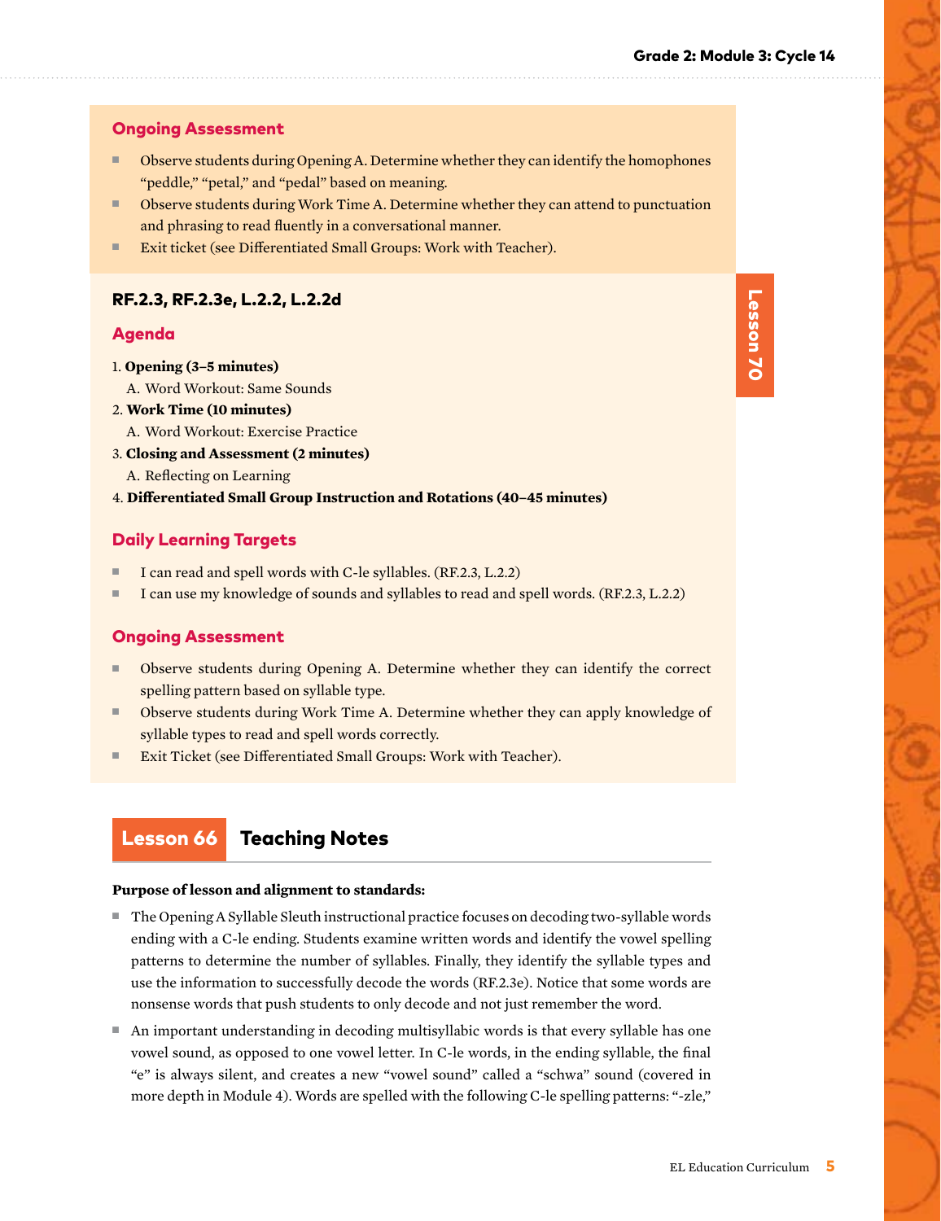### Ongoing Assessment

- Observe students during Opening A. Determine whether they can identify the homophones "peddle," "petal," and "pedal" based on meaning.
- Observe students during Work Time A. Determine whether they can attend to punctuation and phrasing to read fluently in a conversational manner.
- Exit ticket (see Differentiated Small Groups: Work with Teacher).

## Lesson 70

### RF.2.3, RF.2.3e, L.2.2, L.2.2d

### Agenda

1. **Opening (3–5 minutes)**
   A. Word Workout: Same Sounds
2. **Work Time (10 minutes)**
   A. Word Workout: Exercise Practice
3. **Closing and Assessment (2 minutes)**
   A. Reflecting on Learning
4. **Differentiated Small Group Instruction and Rotations (40–45 minutes)**

### Daily Learning Targets

- I can read and spell words with C-le syllables. (RF.2.3, L.2.2)
- I can use my knowledge of sounds and syllables to read and spell words. (RF.2.3, L.2.2)

### Ongoing Assessment

- Observe students during Opening A. Determine whether they can identify the correct spelling pattern based on syllable type.
- Observe students during Work Time A. Determine whether they can apply knowledge of syllable types to read and spell words correctly.
- Exit Ticket (see Differentiated Small Groups: Work with Teacher).

## Lesson 66 Teaching Notes

**Purpose of lesson and alignment to standards:**

- The Opening A Syllable Sleuth instructional practice focuses on decoding two-syllable words ending with a C-le ending. Students examine written words and identify the vowel spelling patterns to determine the number of syllables. Finally, they identify the syllable types and use the information to successfully decode the words (RF.2.3e). Notice that some words are nonsense words that push students to only decode and not just remember the word.
- An important understanding in decoding multisyllabic words is that every syllable has one vowel sound, as opposed to one vowel letter. In C-le words, in the ending syllable, the final "e" is always silent, and creates a new "vowel sound" called a "schwa" sound (covered in more depth in Module 4). Words are spelled with the following C-le spelling patterns: "-zle,"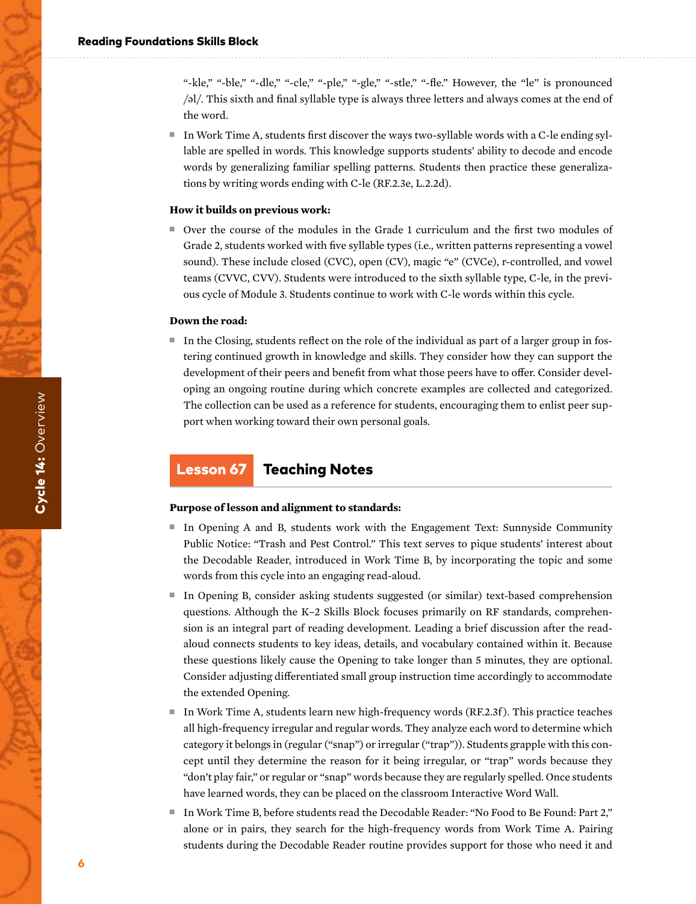"-kle," "-ble," "-dle," "-cle," "-ple," "-gle," "-stle," "-fle." However, the "le" is pronounced /əl/. This sixth and final syllable type is always three letters and always comes at the end of the word.

- In Work Time A, students first discover the ways two-syllable words with a C-le ending syllable are spelled in words. This knowledge supports students' ability to decode and encode words by generalizing familiar spelling patterns. Students then practice these generalizations by writing words ending with C-le (RF.2.3e, L.2.2d).

**How it builds on previous work:**

- Over the course of the modules in the Grade 1 curriculum and the first two modules of Grade 2, students worked with five syllable types (i.e., written patterns representing a vowel sound). These include closed (CVC), open (CV), magic "e" (CVCe), r-controlled, and vowel teams (CVVC, CVV). Students were introduced to the sixth syllable type, C-le, in the previous cycle of Module 3. Students continue to work with C-le words within this cycle.

**Down the road:**

- In the Closing, students reflect on the role of the individual as part of a larger group in fostering continued growth in knowledge and skills. They consider how they can support the development of their peers and benefit from what those peers have to offer. Consider developing an ongoing routine during which concrete examples are collected and categorized. The collection can be used as a reference for students, encouraging them to enlist peer support when working toward their own personal goals.

## Lesson 67 Teaching Notes

**Purpose of lesson and alignment to standards:**

- In Opening A and B, students work with the Engagement Text: Sunnyside Community Public Notice: "Trash and Pest Control." This text serves to pique students' interest about the Decodable Reader, introduced in Work Time B, by incorporating the topic and some words from this cycle into an engaging read-aloud.
- In Opening B, consider asking students suggested (or similar) text-based comprehension questions. Although the K–2 Skills Block focuses primarily on RF standards, comprehension is an integral part of reading development. Leading a brief discussion after the read-aloud connects students to key ideas, details, and vocabulary contained within it. Because these questions likely cause the Opening to take longer than 5 minutes, they are optional. Consider adjusting differentiated small group instruction time accordingly to accommodate the extended Opening.
- In Work Time A, students learn new high-frequency words (RF.2.3f). This practice teaches all high-frequency irregular and regular words. They analyze each word to determine which category it belongs in (regular ("snap") or irregular ("trap")). Students grapple with this concept until they determine the reason for it being irregular, or "trap" words because they "don't play fair," or regular or "snap" words because they are regularly spelled. Once students have learned words, they can be placed on the classroom Interactive Word Wall.
- In Work Time B, before students read the Decodable Reader: "No Food to Be Found: Part 2," alone or in pairs, they search for the high-frequency words from Work Time A. Pairing students during the Decodable Reader routine provides support for those who need it and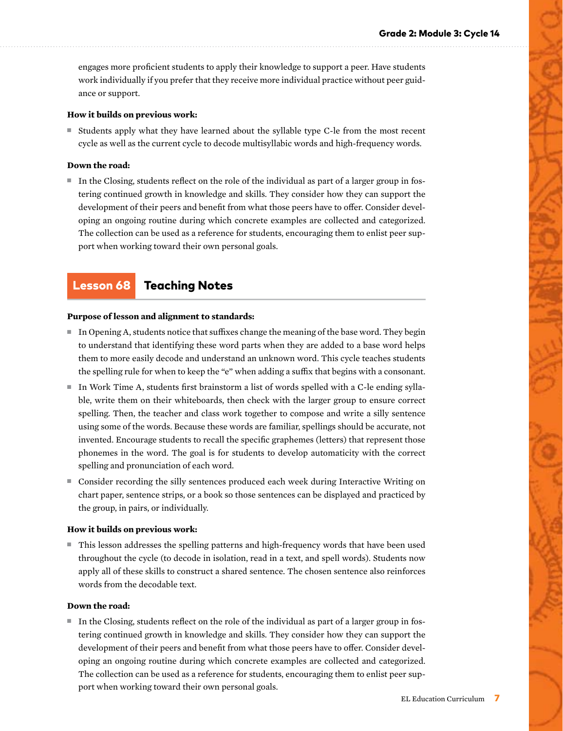engages more proficient students to apply their knowledge to support a peer. Have students work individually if you prefer that they receive more individual practice without peer guidance or support.

**How it builds on previous work:**

- Students apply what they have learned about the syllable type C-le from the most recent cycle as well as the current cycle to decode multisyllabic words and high-frequency words.

**Down the road:**

- In the Closing, students reflect on the role of the individual as part of a larger group in fostering continued growth in knowledge and skills. They consider how they can support the development of their peers and benefit from what those peers have to offer. Consider developing an ongoing routine during which concrete examples are collected and categorized. The collection can be used as a reference for students, encouraging them to enlist peer support when working toward their own personal goals.

## Lesson 68 Teaching Notes

**Purpose of lesson and alignment to standards:**

- In Opening A, students notice that suffixes change the meaning of the base word. They begin to understand that identifying these word parts when they are added to a base word helps them to more easily decode and understand an unknown word. This cycle teaches students the spelling rule for when to keep the "e" when adding a suffix that begins with a consonant.
- In Work Time A, students first brainstorm a list of words spelled with a C-le ending syllable, write them on their whiteboards, then check with the larger group to ensure correct spelling. Then, the teacher and class work together to compose and write a silly sentence using some of the words. Because these words are familiar, spellings should be accurate, not invented. Encourage students to recall the specific graphemes (letters) that represent those phonemes in the word. The goal is for students to develop automaticity with the correct spelling and pronunciation of each word.
- Consider recording the silly sentences produced each week during Interactive Writing on chart paper, sentence strips, or a book so those sentences can be displayed and practiced by the group, in pairs, or individually.

**How it builds on previous work:**

- This lesson addresses the spelling patterns and high-frequency words that have been used throughout the cycle (to decode in isolation, read in a text, and spell words). Students now apply all of these skills to construct a shared sentence. The chosen sentence also reinforces words from the decodable text.

**Down the road:**

- In the Closing, students reflect on the role of the individual as part of a larger group in fostering continued growth in knowledge and skills. They consider how they can support the development of their peers and benefit from what those peers have to offer. Consider developing an ongoing routine during which concrete examples are collected and categorized. The collection can be used as a reference for students, encouraging them to enlist peer support when working toward their own personal goals.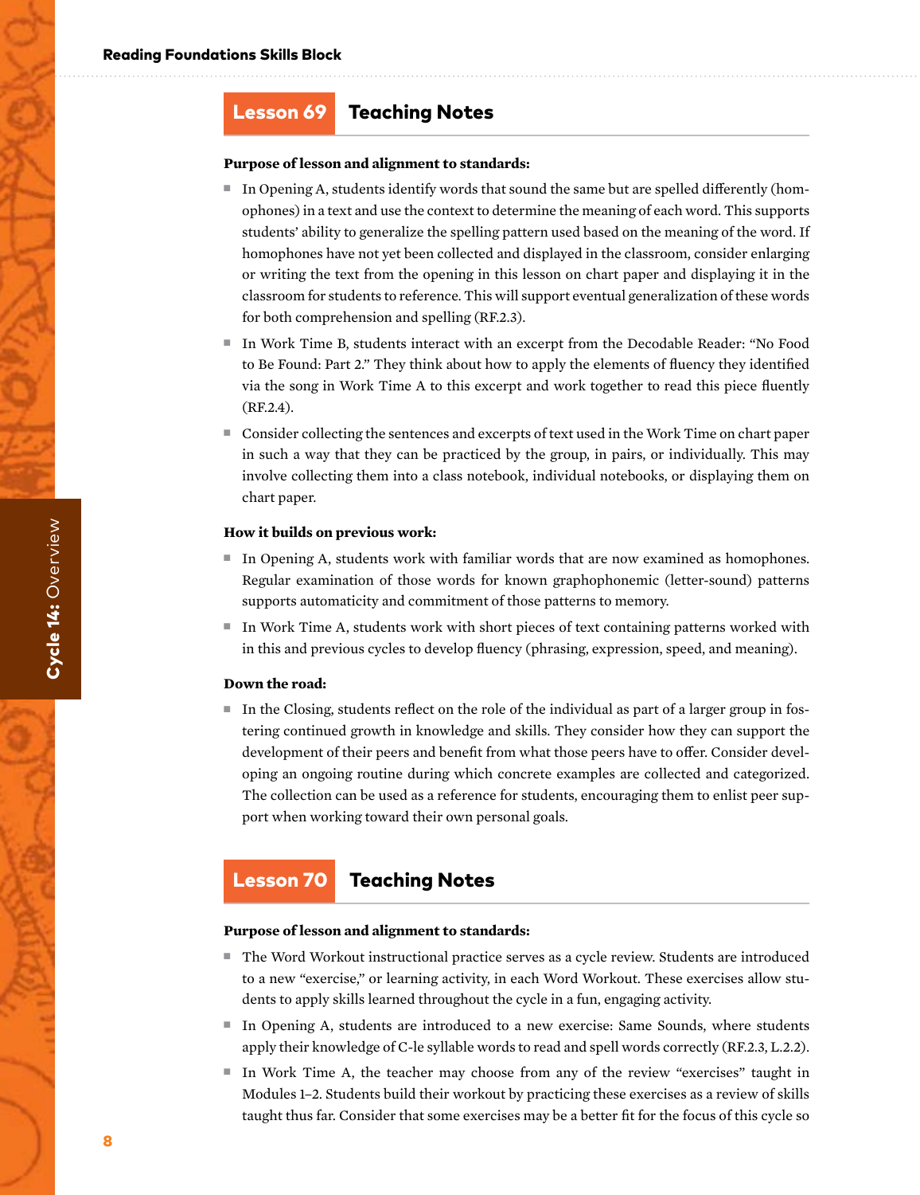## Lesson 69 Teaching Notes

**Purpose of lesson and alignment to standards:**

- In Opening A, students identify words that sound the same but are spelled differently (homophones) in a text and use the context to determine the meaning of each word. This supports students' ability to generalize the spelling pattern used based on the meaning of the word. If homophones have not yet been collected and displayed in the classroom, consider enlarging or writing the text from the opening in this lesson on chart paper and displaying it in the classroom for students to reference. This will support eventual generalization of these words for both comprehension and spelling (RF.2.3).
- In Work Time B, students interact with an excerpt from the Decodable Reader: "No Food to Be Found: Part 2." They think about how to apply the elements of fluency they identified via the song in Work Time A to this excerpt and work together to read this piece fluently (RF.2.4).
- Consider collecting the sentences and excerpts of text used in the Work Time on chart paper in such a way that they can be practiced by the group, in pairs, or individually. This may involve collecting them into a class notebook, individual notebooks, or displaying them on chart paper.

**How it builds on previous work:**

- In Opening A, students work with familiar words that are now examined as homophones. Regular examination of those words for known graphophonemic (letter-sound) patterns supports automaticity and commitment of those patterns to memory.
- In Work Time A, students work with short pieces of text containing patterns worked with in this and previous cycles to develop fluency (phrasing, expression, speed, and meaning).

**Down the road:**

- In the Closing, students reflect on the role of the individual as part of a larger group in fostering continued growth in knowledge and skills. They consider how they can support the development of their peers and benefit from what those peers have to offer. Consider developing an ongoing routine during which concrete examples are collected and categorized. The collection can be used as a reference for students, encouraging them to enlist peer support when working toward their own personal goals.

## Lesson 70 Teaching Notes

**Purpose of lesson and alignment to standards:**

- The Word Workout instructional practice serves as a cycle review. Students are introduced to a new "exercise," or learning activity, in each Word Workout. These exercises allow students to apply skills learned throughout the cycle in a fun, engaging activity.
- In Opening A, students are introduced to a new exercise: Same Sounds, where students apply their knowledge of C-le syllable words to read and spell words correctly (RF.2.3, L.2.2).
- In Work Time A, the teacher may choose from any of the review "exercises" taught in Modules 1–2. Students build their workout by practicing these exercises as a review of skills taught thus far. Consider that some exercises may be a better fit for the focus of this cycle so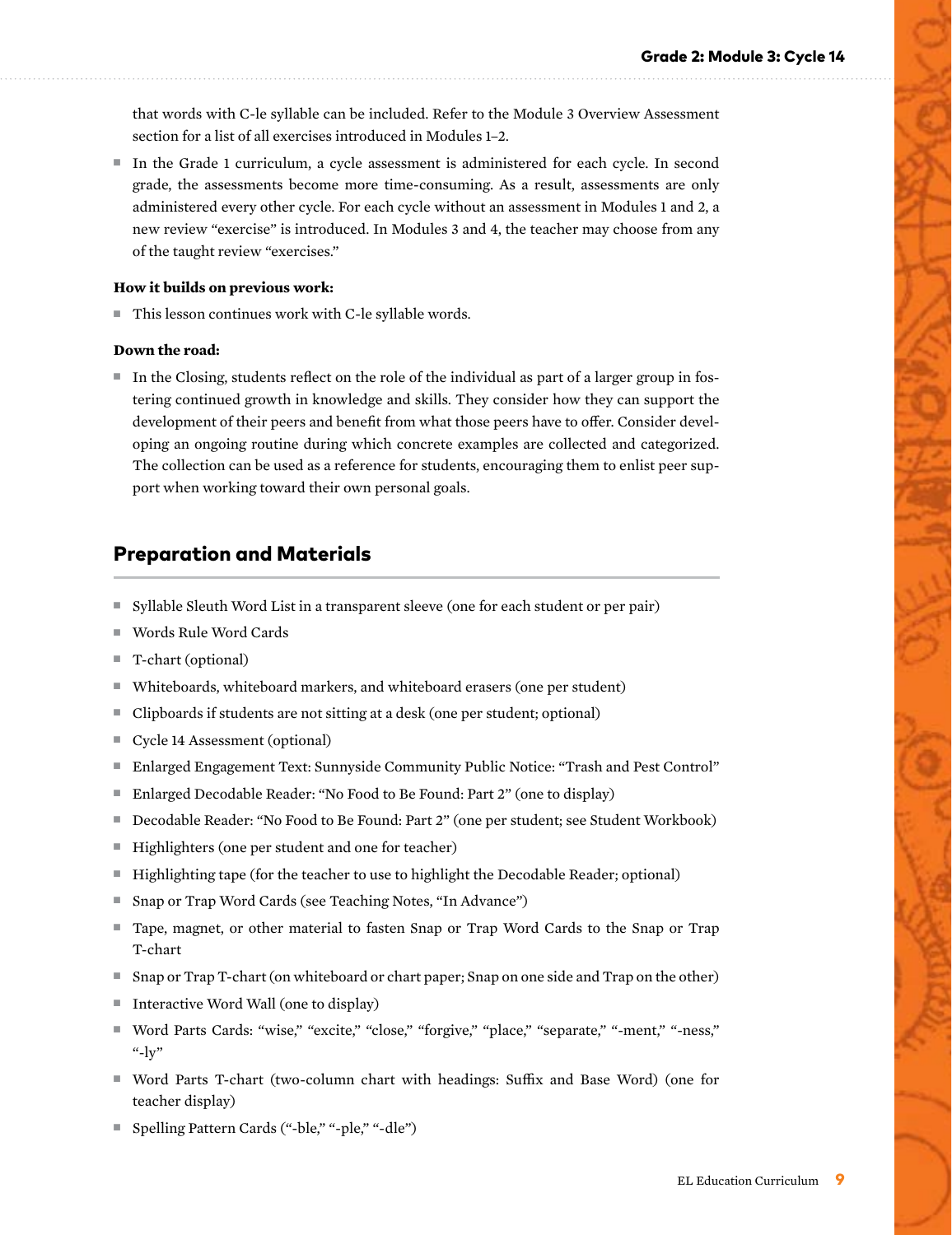that words with C-le syllable can be included. Refer to the Module 3 Overview Assessment section for a list of all exercises introduced in Modules 1–2.

- In the Grade 1 curriculum, a cycle assessment is administered for each cycle. In second grade, the assessments become more time-consuming. As a result, assessments are only administered every other cycle. For each cycle without an assessment in Modules 1 and 2, a new review "exercise" is introduced. In Modules 3 and 4, the teacher may choose from any of the taught review "exercises."

**How it builds on previous work:**

- This lesson continues work with C-le syllable words.

**Down the road:**

- In the Closing, students reflect on the role of the individual as part of a larger group in fostering continued growth in knowledge and skills. They consider how they can support the development of their peers and benefit from what those peers have to offer. Consider developing an ongoing routine during which concrete examples are collected and categorized. The collection can be used as a reference for students, encouraging them to enlist peer support when working toward their own personal goals.

## Preparation and Materials

- Syllable Sleuth Word List in a transparent sleeve (one for each student or per pair)
- Words Rule Word Cards
- T-chart (optional)
- Whiteboards, whiteboard markers, and whiteboard erasers (one per student)
- Clipboards if students are not sitting at a desk (one per student; optional)
- Cycle 14 Assessment (optional)
- Enlarged Engagement Text: Sunnyside Community Public Notice: "Trash and Pest Control"
- Enlarged Decodable Reader: "No Food to Be Found: Part 2" (one to display)
- Decodable Reader: "No Food to Be Found: Part 2" (one per student; see Student Workbook)
- Highlighters (one per student and one for teacher)
- Highlighting tape (for the teacher to use to highlight the Decodable Reader; optional)
- Snap or Trap Word Cards (see Teaching Notes, "In Advance")
- Tape, magnet, or other material to fasten Snap or Trap Word Cards to the Snap or Trap T-chart
- Snap or Trap T-chart (on whiteboard or chart paper; Snap on one side and Trap on the other)
- Interactive Word Wall (one to display)
- Word Parts Cards: "wise," "excite," "close," "forgive," "place," "separate," "-ment," "-ness," "-ly"
- Word Parts T-chart (two-column chart with headings: Suffix and Base Word) (one for teacher display)
- Spelling Pattern Cards ("-ble," "-ple," "-dle")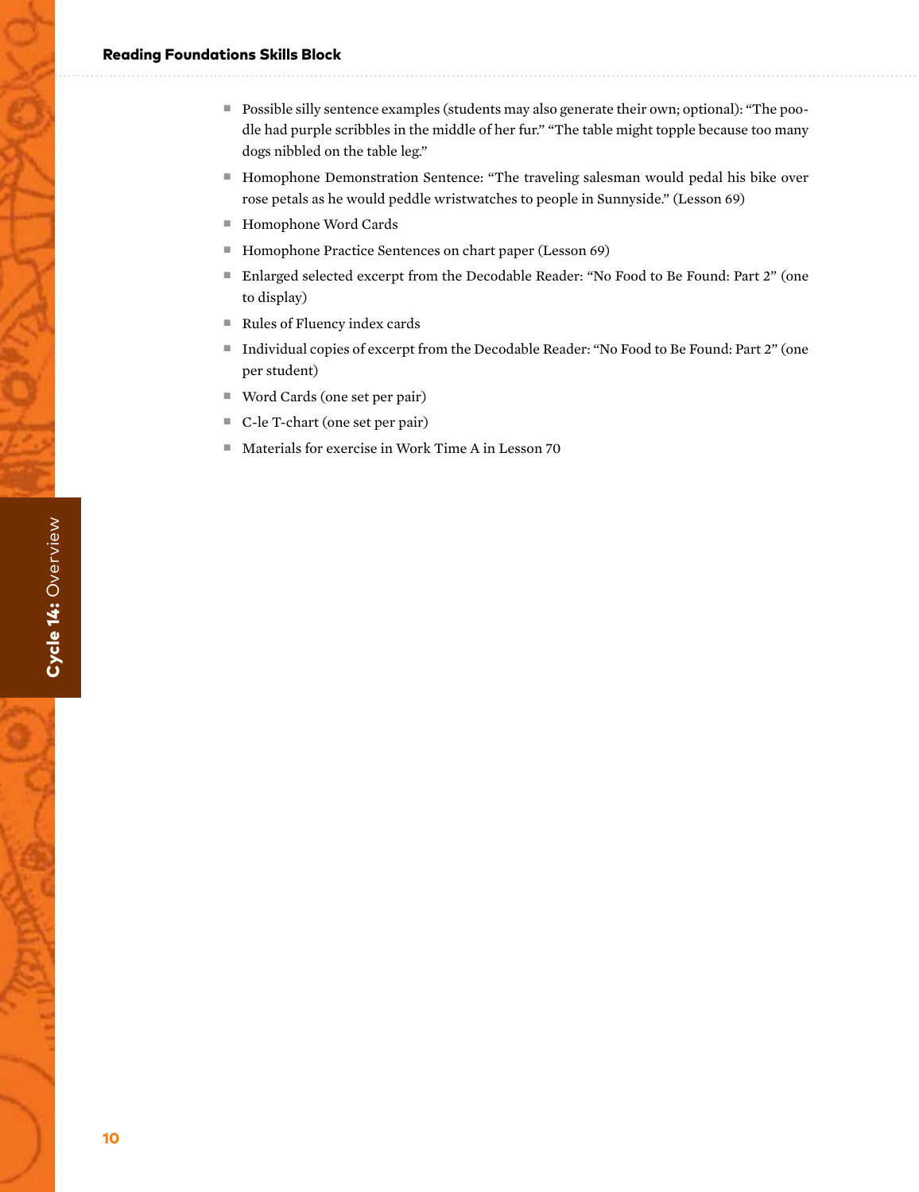- Possible silly sentence examples (students may also generate their own; optional): "The poodle had purple scribbles in the middle of her fur." "The table might topple because too many dogs nibbled on the table leg."
- Homophone Demonstration Sentence: "The traveling salesman would pedal his bike over rose petals as he would peddle wristwatches to people in Sunnyside." (Lesson 69)
- Homophone Word Cards
- Homophone Practice Sentences on chart paper (Lesson 69)
- Enlarged selected excerpt from the Decodable Reader: "No Food to Be Found: Part 2" (one to display)
- Rules of Fluency index cards
- Individual copies of excerpt from the Decodable Reader: "No Food to Be Found: Part 2" (one per student)
- Word Cards (one set per pair)
- C-le T-chart (one set per pair)
- Materials for exercise in Work Time A in Lesson 70